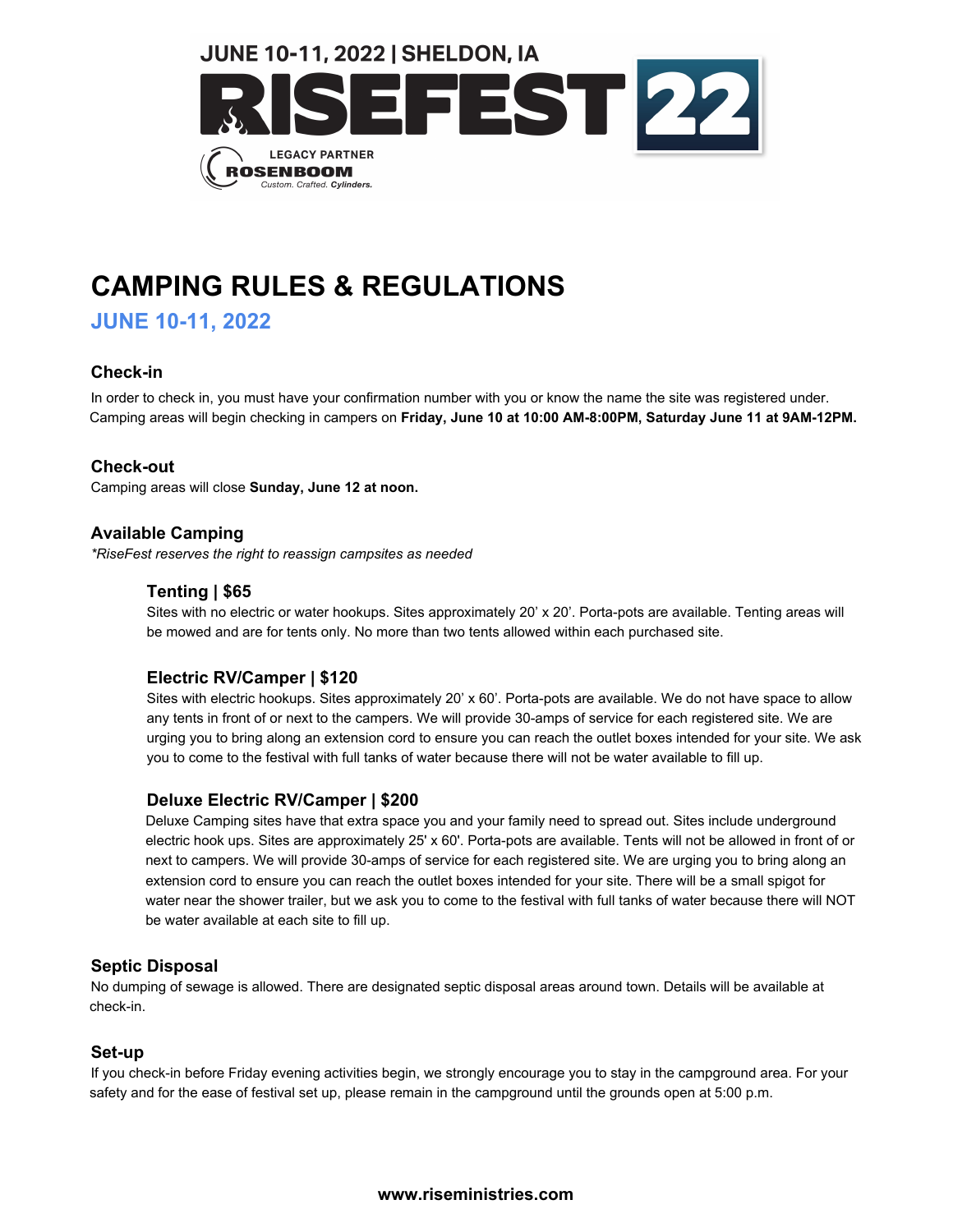JUNE 10-11, 2022 | SHELDON, IA

# RISEFEST 22

LEGACY PARTNER
ROSENBOOM
Custom. Crafted. Cylinders.

# CAMPING RULES & REGULATIONS

## JUNE 10-11, 2022

### Check-in

In order to check in, you must have your confirmation number with you or know the name the site was registered under. Camping areas will begin checking in campers on **Friday, June 10 at 10:00 AM-8:00PM, Saturday June 11 at 9AM-12PM.**

### Check-out

Camping areas will close **Sunday, June 12 at noon.**

### Available Camping

*\*RiseFest reserves the right to reassign campsites as needed*

#### Tenting | $65

Sites with no electric or water hookups. Sites approximately 20' x 20'. Porta-pots are available. Tenting areas will be mowed and are for tents only. No more than two tents allowed within each purchased site.

#### Electric RV/Camper | $120

Sites with electric hookups. Sites approximately 20' x 60'. Porta-pots are available. We do not have space to allow any tents in front of or next to the campers. We will provide 30-amps of service for each registered site. We are urging you to bring along an extension cord to ensure you can reach the outlet boxes intended for your site. We ask you to come to the festival with full tanks of water because there will not be water available to fill up.

#### Deluxe Electric RV/Camper | $200

Deluxe Camping sites have that extra space you and your family need to spread out. Sites include underground electric hook ups. Sites are approximately 25' x 60'. Porta-pots are available. Tents will not be allowed in front of or next to campers. We will provide 30-amps of service for each registered site. We are urging you to bring along an extension cord to ensure you can reach the outlet boxes intended for your site. There will be a small spigot for water near the shower trailer, but we ask you to come to the festival with full tanks of water because there will NOT be water available at each site to fill up.

### Septic Disposal

No dumping of sewage is allowed. There are designated septic disposal areas around town. Details will be available at check-in.

### Set-up

If you check-in before Friday evening activities begin, we strongly encourage you to stay in the campground area. For your safety and for the ease of festival set up, please remain in the campground until the grounds open at 5:00 p.m.

**www.riseministries.com**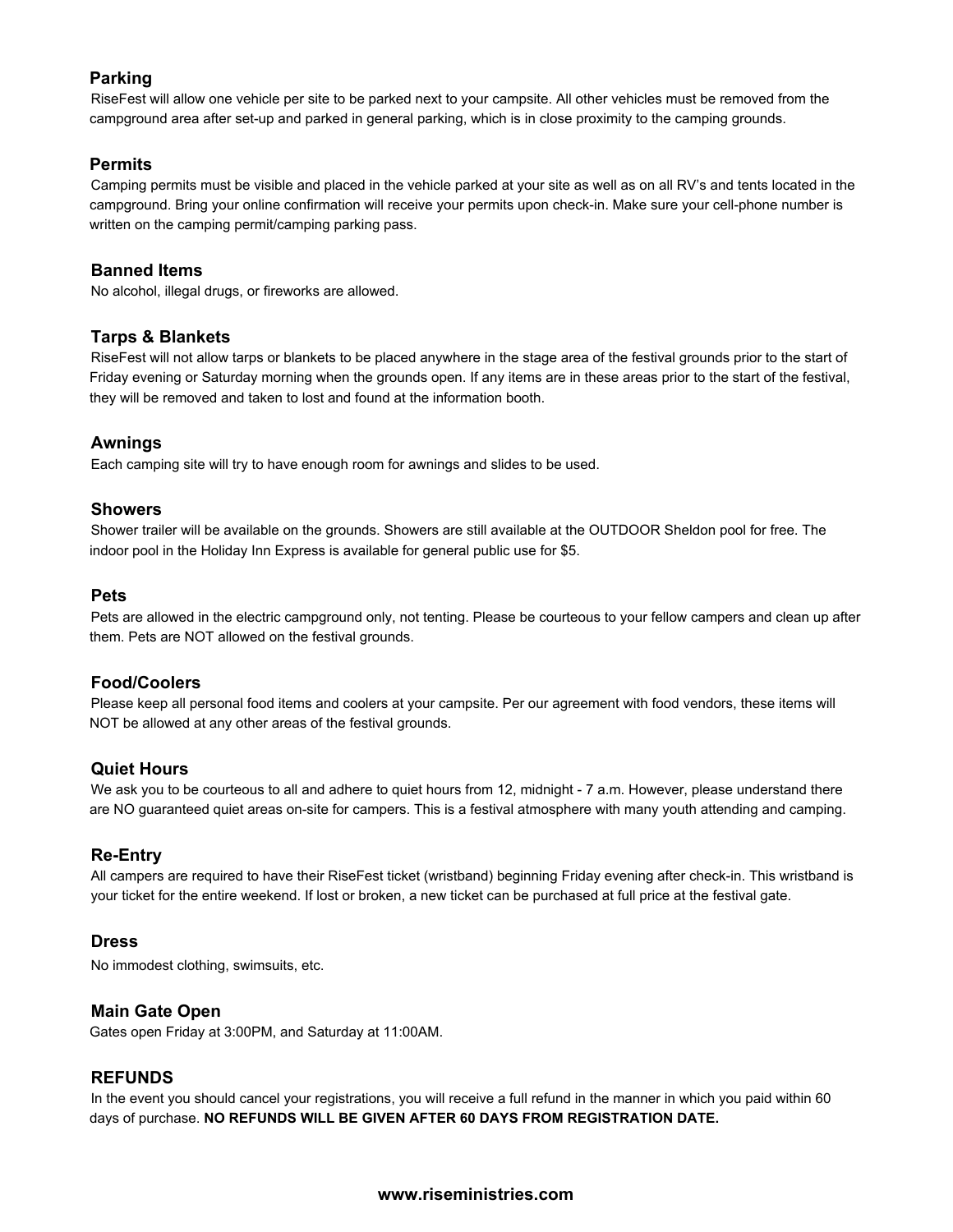## Parking

RiseFest will allow one vehicle per site to be parked next to your campsite. All other vehicles must be removed from the campground area after set-up and parked in general parking, which is in close proximity to the camping grounds.

## Permits

Camping permits must be visible and placed in the vehicle parked at your site as well as on all RV's and tents located in the campground. Bring your online confirmation will receive your permits upon check-in. Make sure your cell-phone number is written on the camping permit/camping parking pass.

## Banned Items

No alcohol, illegal drugs, or fireworks are allowed.

## Tarps & Blankets

RiseFest will not allow tarps or blankets to be placed anywhere in the stage area of the festival grounds prior to the start of Friday evening or Saturday morning when the grounds open. If any items are in these areas prior to the start of the festival, they will be removed and taken to lost and found at the information booth.

## Awnings

Each camping site will try to have enough room for awnings and slides to be used.

## Showers

Shower trailer will be available on the grounds. Showers are still available at the OUTDOOR Sheldon pool for free. The indoor pool in the Holiday Inn Express is available for general public use for $5.

## Pets

Pets are allowed in the electric campground only, not tenting. Please be courteous to your fellow campers and clean up after them. Pets are NOT allowed on the festival grounds.

## Food/Coolers

Please keep all personal food items and coolers at your campsite. Per our agreement with food vendors, these items will NOT be allowed at any other areas of the festival grounds.

## Quiet Hours

We ask you to be courteous to all and adhere to quiet hours from 12, midnight - 7 a.m. However, please understand there are NO guaranteed quiet areas on-site for campers. This is a festival atmosphere with many youth attending and camping.

## Re-Entry

All campers are required to have their RiseFest ticket (wristband) beginning Friday evening after check-in. This wristband is your ticket for the entire weekend. If lost or broken, a new ticket can be purchased at full price at the festival gate.

## Dress

No immodest clothing, swimsuits, etc.

## Main Gate Open

Gates open Friday at 3:00PM, and Saturday at 11:00AM.

## REFUNDS

In the event you should cancel your registrations, you will receive a full refund in the manner in which you paid within 60 days of purchase. **NO REFUNDS WILL BE GIVEN AFTER 60 DAYS FROM REGISTRATION DATE.**

**www.riseministries.com**